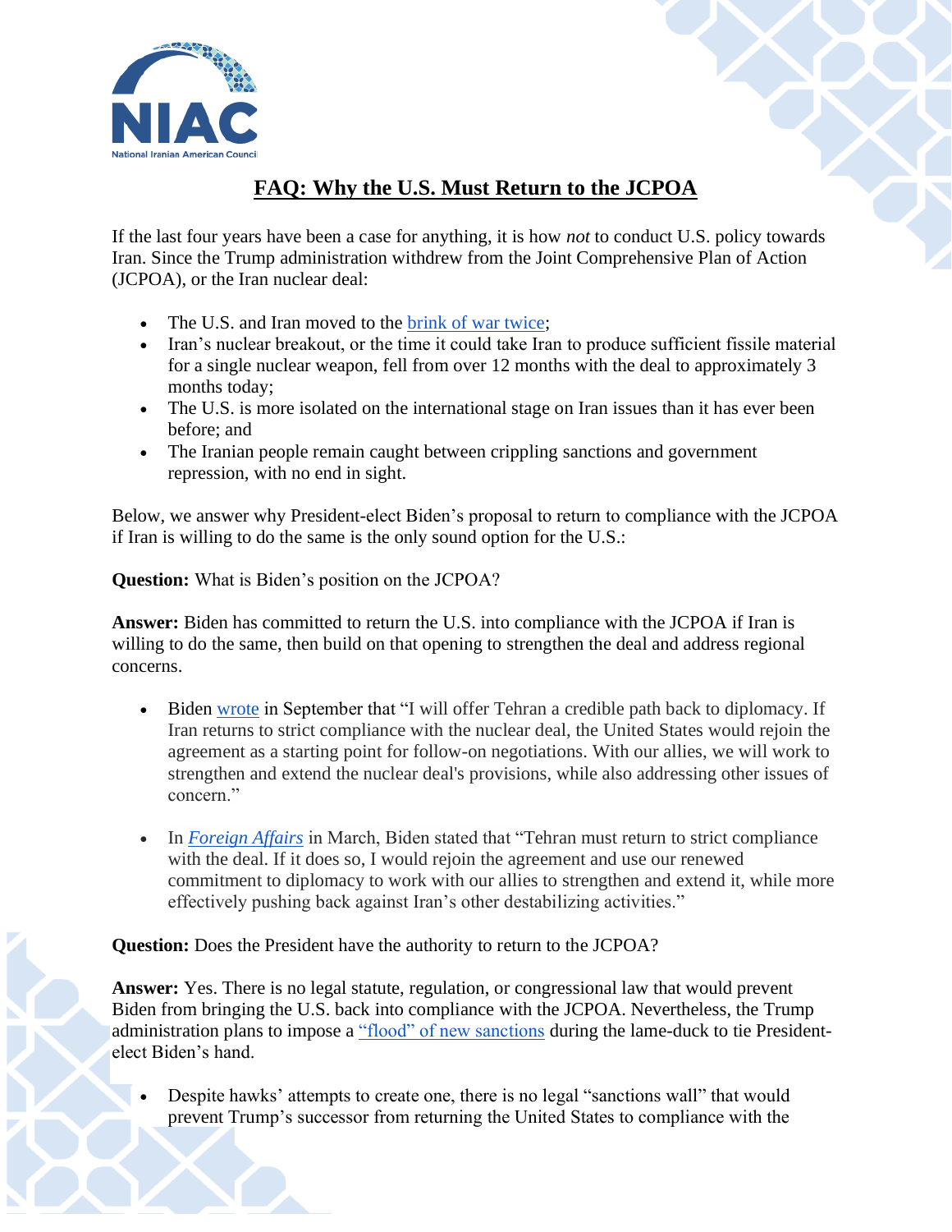# FAQ: Why the U.S. Must Return to the JCPOA

If the last four years have been a case for anything, it is how *not* to conduct U.S. policy towards Iran. Since the Trump administration withdrew from the Joint Comprehensive Plan of Action (JCPOA), or the Iran nuclear deal:

- The U.S. and Iran moved to the brink of war twice;
- Iran's nuclear breakout, or the time it could take Iran to produce sufficient fissile material for a single nuclear weapon, fell from over 12 months with the deal to approximately 3 months today;
- The U.S. is more isolated on the international stage on Iran issues than it has ever been before; and
- The Iranian people remain caught between crippling sanctions and government repression, with no end in sight.

Below, we answer why President-elect Biden's proposal to return to compliance with the JCPOA if Iran is willing to do the same is the only sound option for the U.S.:

**Question:** What is Biden's position on the JCPOA?

**Answer:** Biden has committed to return the U.S. into compliance with the JCPOA if Iran is willing to do the same, then build on that opening to strengthen the deal and address regional concerns.

- Biden wrote in September that "I will offer Tehran a credible path back to diplomacy. If Iran returns to strict compliance with the nuclear deal, the United States would rejoin the agreement as a starting point for follow-on negotiations. With our allies, we will work to strengthen and extend the nuclear deal's provisions, while also addressing other issues of concern."

- In *Foreign Affairs* in March, Biden stated that "Tehran must return to strict compliance with the deal. If it does so, I would rejoin the agreement and use our renewed commitment to diplomacy to work with our allies to strengthen and extend it, while more effectively pushing back against Iran's other destabilizing activities."

**Question:** Does the President have the authority to return to the JCPOA?

**Answer:** Yes. There is no legal statute, regulation, or congressional law that would prevent Biden from bringing the U.S. back into compliance with the JCPOA. Nevertheless, the Trump administration plans to impose a "flood" of new sanctions during the lame-duck to tie President-elect Biden's hand.

- Despite hawks' attempts to create one, there is no legal "sanctions wall" that would prevent Trump's successor from returning the United States to compliance with the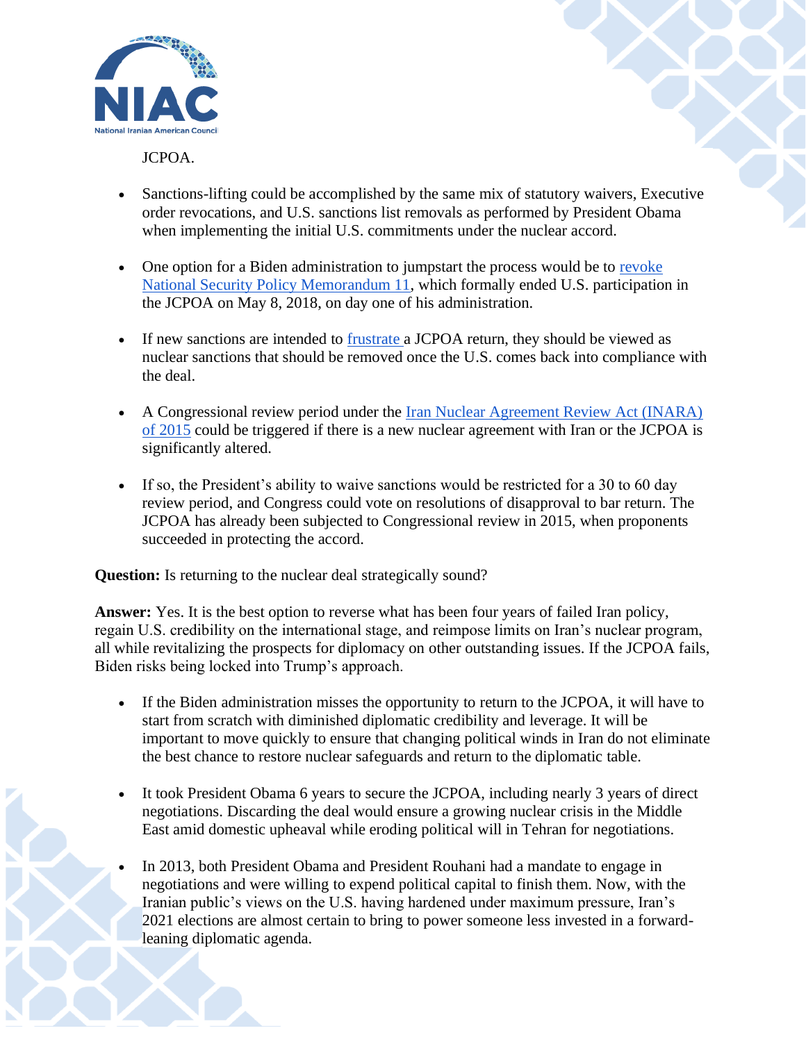JCPOA.

- Sanctions-lifting could be accomplished by the same mix of statutory waivers, Executive order revocations, and U.S. sanctions list removals as performed by President Obama when implementing the initial U.S. commitments under the nuclear accord.

- One option for a Biden administration to jumpstart the process would be to revoke National Security Policy Memorandum 11, which formally ended U.S. participation in the JCPOA on May 8, 2018, on day one of his administration.

- If new sanctions are intended to frustrate a JCPOA return, they should be viewed as nuclear sanctions that should be removed once the U.S. comes back into compliance with the deal.

- A Congressional review period under the Iran Nuclear Agreement Review Act (INARA) of 2015 could be triggered if there is a new nuclear agreement with Iran or the JCPOA is significantly altered.

- If so, the President's ability to waive sanctions would be restricted for a 30 to 60 day review period, and Congress could vote on resolutions of disapproval to bar return. The JCPOA has already been subjected to Congressional review in 2015, when proponents succeeded in protecting the accord.

**Question:** Is returning to the nuclear deal strategically sound?

**Answer:** Yes. It is the best option to reverse what has been four years of failed Iran policy, regain U.S. credibility on the international stage, and reimpose limits on Iran's nuclear program, all while revitalizing the prospects for diplomacy on other outstanding issues. If the JCPOA fails, Biden risks being locked into Trump's approach.

- If the Biden administration misses the opportunity to return to the JCPOA, it will have to start from scratch with diminished diplomatic credibility and leverage. It will be important to move quickly to ensure that changing political winds in Iran do not eliminate the best chance to restore nuclear safeguards and return to the diplomatic table.

- It took President Obama 6 years to secure the JCPOA, including nearly 3 years of direct negotiations. Discarding the deal would ensure a growing nuclear crisis in the Middle East amid domestic upheaval while eroding political will in Tehran for negotiations.

- In 2013, both President Obama and President Rouhani had a mandate to engage in negotiations and were willing to expend political capital to finish them. Now, with the Iranian public's views on the U.S. having hardened under maximum pressure, Iran's 2021 elections are almost certain to bring to power someone less invested in a forward-leaning diplomatic agenda.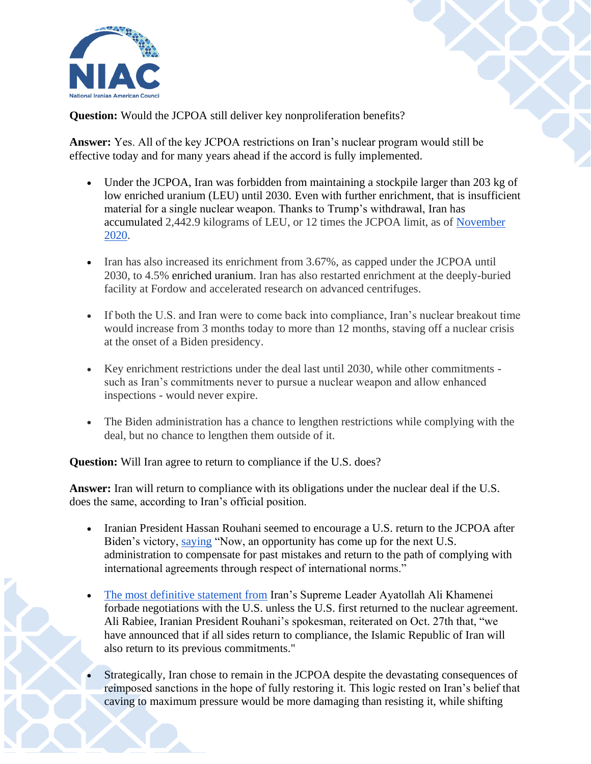**Question:** Would the JCPOA still deliver key nonproliferation benefits?

**Answer:** Yes. All of the key JCPOA restrictions on Iran's nuclear program would still be effective today and for many years ahead if the accord is fully implemented.

- Under the JCPOA, Iran was forbidden from maintaining a stockpile larger than 203 kg of low enriched uranium (LEU) until 2030. Even with further enrichment, that is insufficient material for a single nuclear weapon. Thanks to Trump's withdrawal, Iran has accumulated 2,442.9 kilograms of LEU, or 12 times the JCPOA limit, as of [November 2020].

- Iran has also increased its enrichment from 3.67%, as capped under the JCPOA until 2030, to 4.5% enriched uranium. Iran has also restarted enrichment at the deeply-buried facility at Fordow and accelerated research on advanced centrifuges.

- If both the U.S. and Iran were to come back into compliance, Iran's nuclear breakout time would increase from 3 months today to more than 12 months, staving off a nuclear crisis at the onset of a Biden presidency.

- Key enrichment restrictions under the deal last until 2030, while other commitments - such as Iran's commitments never to pursue a nuclear weapon and allow enhanced inspections - would never expire.

- The Biden administration has a chance to lengthen restrictions while complying with the deal, but no chance to lengthen them outside of it.

**Question:** Will Iran agree to return to compliance if the U.S. does?

**Answer:** Iran will return to compliance with its obligations under the nuclear deal if the U.S. does the same, according to Iran's official position.

- Iranian President Hassan Rouhani seemed to encourage a U.S. return to the JCPOA after Biden's victory, [saying] "Now, an opportunity has come up for the next U.S. administration to compensate for past mistakes and return to the path of complying with international agreements through respect of international norms."

- [The most definitive statement from] Iran's Supreme Leader Ayatollah Ali Khamenei forbade negotiations with the U.S. unless the U.S. first returned to the nuclear agreement. Ali Rabiee, Iranian President Rouhani's spokesman, reiterated on Oct. 27th that, "we have announced that if all sides return to compliance, the Islamic Republic of Iran will also return to its previous commitments."

- Strategically, Iran chose to remain in the JCPOA despite the devastating consequences of reimposed sanctions in the hope of fully restoring it. This logic rested on Iran's belief that caving to maximum pressure would be more damaging than resisting it, while shifting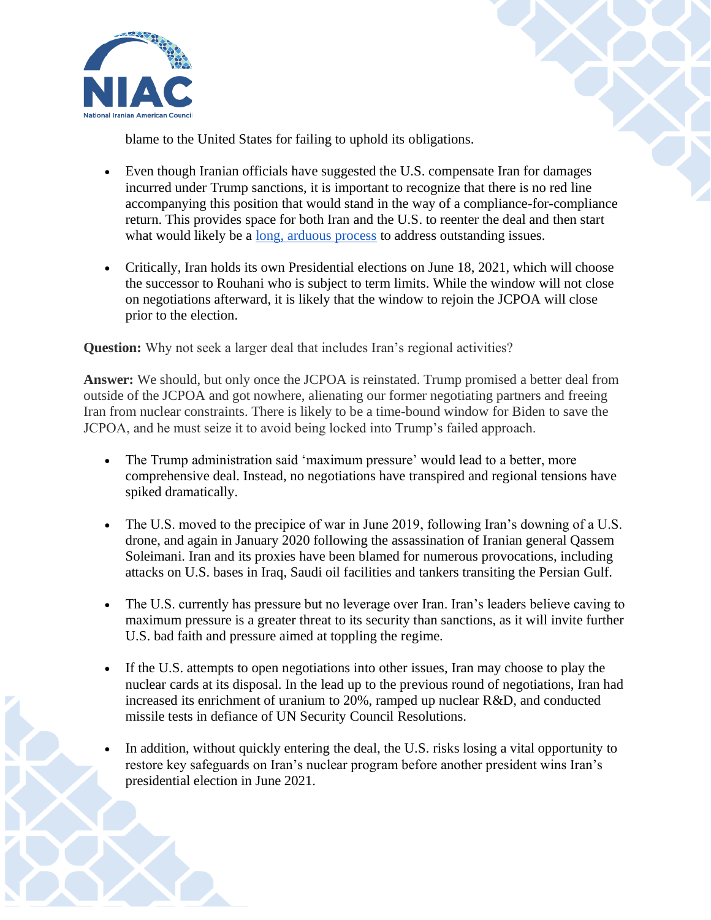blame to the United States for failing to uphold its obligations.

- Even though Iranian officials have suggested the U.S. compensate Iran for damages incurred under Trump sanctions, it is important to recognize that there is no red line accompanying this position that would stand in the way of a compliance-for-compliance return. This provides space for both Iran and the U.S. to reenter the deal and then start what would likely be a long, arduous process to address outstanding issues.

- Critically, Iran holds its own Presidential elections on June 18, 2021, which will choose the successor to Rouhani who is subject to term limits. While the window will not close on negotiations afterward, it is likely that the window to rejoin the JCPOA will close prior to the election.

**Question:** Why not seek a larger deal that includes Iran's regional activities?

**Answer:** We should, but only once the JCPOA is reinstated. Trump promised a better deal from outside of the JCPOA and got nowhere, alienating our former negotiating partners and freeing Iran from nuclear constraints. There is likely to be a time-bound window for Biden to save the JCPOA, and he must seize it to avoid being locked into Trump's failed approach.

- The Trump administration said 'maximum pressure' would lead to a better, more comprehensive deal. Instead, no negotiations have transpired and regional tensions have spiked dramatically.

- The U.S. moved to the precipice of war in June 2019, following Iran's downing of a U.S. drone, and again in January 2020 following the assassination of Iranian general Qassem Soleimani. Iran and its proxies have been blamed for numerous provocations, including attacks on U.S. bases in Iraq, Saudi oil facilities and tankers transiting the Persian Gulf.

- The U.S. currently has pressure but no leverage over Iran. Iran's leaders believe caving to maximum pressure is a greater threat to its security than sanctions, as it will invite further U.S. bad faith and pressure aimed at toppling the regime.

- If the U.S. attempts to open negotiations into other issues, Iran may choose to play the nuclear cards at its disposal. In the lead up to the previous round of negotiations, Iran had increased its enrichment of uranium to 20%, ramped up nuclear R&D, and conducted missile tests in defiance of UN Security Council Resolutions.

- In addition, without quickly entering the deal, the U.S. risks losing a vital opportunity to restore key safeguards on Iran's nuclear program before another president wins Iran's presidential election in June 2021.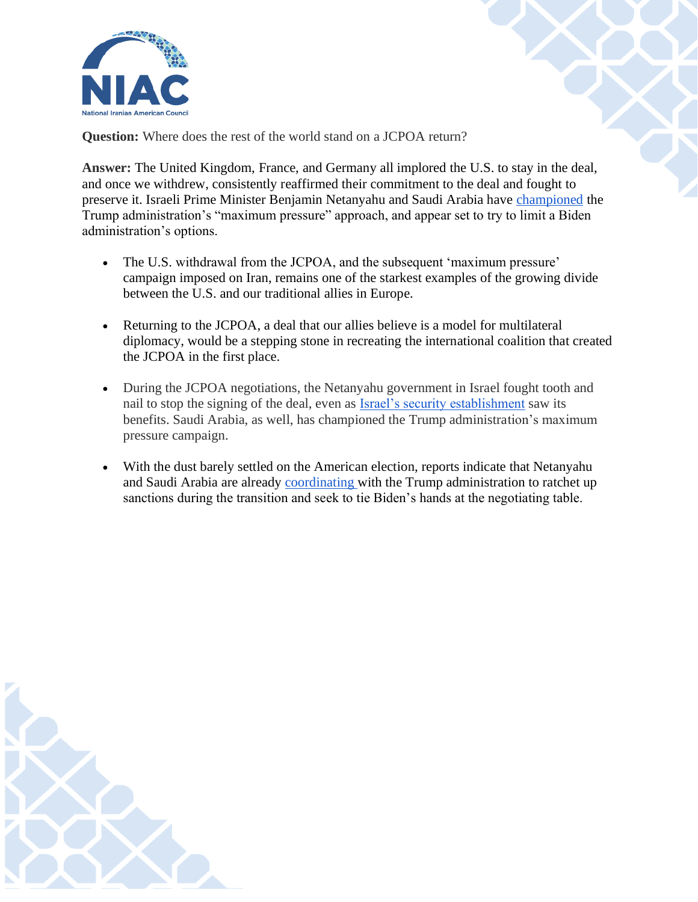**Question:** Where does the rest of the world stand on a JCPOA return?

**Answer:** The United Kingdom, France, and Germany all implored the U.S. to stay in the deal, and once we withdrew, consistently reaffirmed their commitment to the deal and fought to preserve it. Israeli Prime Minister Benjamin Netanyahu and Saudi Arabia have championed the Trump administration's "maximum pressure" approach, and appear set to try to limit a Biden administration's options.

- The U.S. withdrawal from the JCPOA, and the subsequent 'maximum pressure' campaign imposed on Iran, remains one of the starkest examples of the growing divide between the U.S. and our traditional allies in Europe.

- Returning to the JCPOA, a deal that our allies believe is a model for multilateral diplomacy, would be a stepping stone in recreating the international coalition that created the JCPOA in the first place.

- During the JCPOA negotiations, the Netanyahu government in Israel fought tooth and nail to stop the signing of the deal, even as Israel's security establishment saw its benefits. Saudi Arabia, as well, has championed the Trump administration's maximum pressure campaign.

- With the dust barely settled on the American election, reports indicate that Netanyahu and Saudi Arabia are already coordinating with the Trump administration to ratchet up sanctions during the transition and seek to tie Biden's hands at the negotiating table.